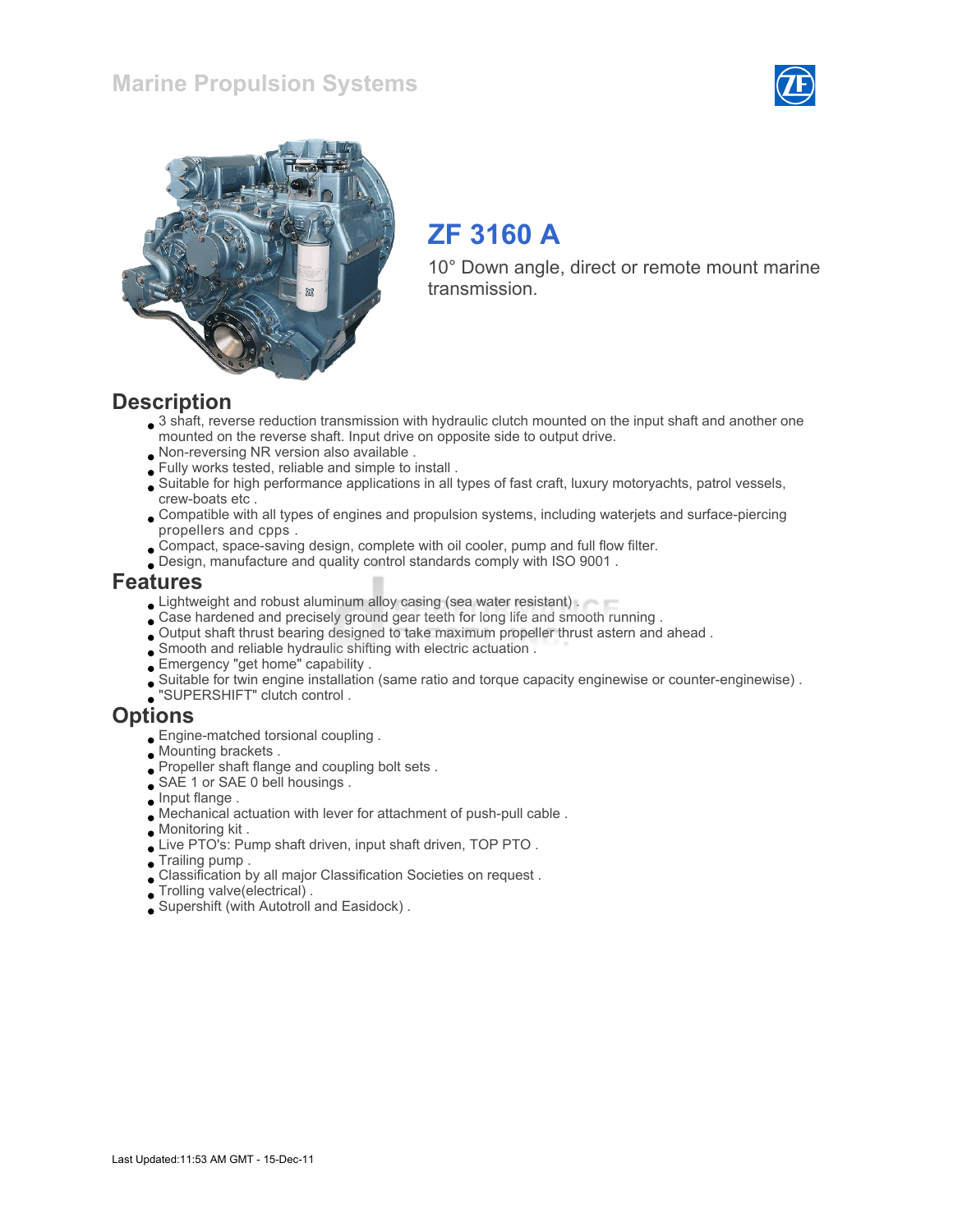# Marine Propulsion Systems

## ZF 3160 A

10° Down angle, direct or remote mount marine transmission.

## Description

- 3 shaft, reverse reduction transmission with hydraulic clutch mounted on the input shaft and another one mounted on the reverse shaft. Input drive on opposite side to output drive.
- Non-reversing NR version also available .
- Fully works tested, reliable and simple to install .
- Suitable for high performance applications in all types of fast craft, luxury motoryachts, patrol vessels, crew-boats etc .
- Compatible with all types of engines and propulsion systems, including waterjets and surface-piercing propellers and cpps .
- Compact, space-saving design, complete with oil cooler, pump and full flow filter.
- Design, manufacture and quality control standards comply with ISO 9001 .

## Features

- Lightweight and robust aluminum alloy casing (sea water resistant) .
- Case hardened and precisely ground gear teeth for long life and smooth running .
- Output shaft thrust bearing designed to take maximum propeller thrust astern and ahead .
- Smooth and reliable hydraulic shifting with electric actuation .
- Emergency "get home" capability .
- Suitable for twin engine installation (same ratio and torque capacity enginewise or counter-enginewise) .
- "SUPERSHIFT" clutch control .

## Options

- Engine-matched torsional coupling .
- Mounting brackets .
- Propeller shaft flange and coupling bolt sets .
- SAE 1 or SAE 0 bell housings .
- Input flange .
- Mechanical actuation with lever for attachment of push-pull cable .
- Monitoring kit .
- Live PTO's: Pump shaft driven, input shaft driven, TOP PTO .
- Trailing pump .
- Classification by all major Classification Societies on request .
- Trolling valve(electrical) .
- Supershift (with Autotroll and Easidock) .

Last Updated:11:53 AM GMT - 15-Dec-11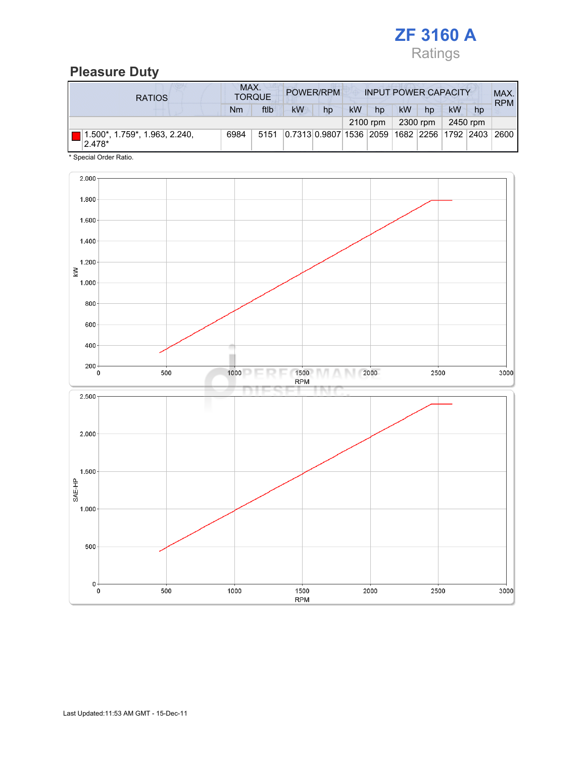# ZF 3160 A

Ratings

## Pleasure Duty

| RATIOS | MAX. TORQUE | | POWER/RPM | | INPUT POWER CAPACITY | | | | | | MAX. RPM |
|---|---|---|---|---|---|---|---|---|---|---|---|
| | Nm | ftlb | kW | hp | kW | hp | kW | hp | kW | hp | |
| | | | | | 2100 rpm | | 2300 rpm | | 2450 rpm | | |
| 1.500*, 1.759*, 1.963, 2.240, 2.478* | 6984 | 5151 | 0.7313 | 0.9807 | 1536 | 2059 | 1682 | 2256 | 1792 | 2403 | 2600 |

* Special Order Ratio.

Last Updated:11:53 AM GMT - 15-Dec-11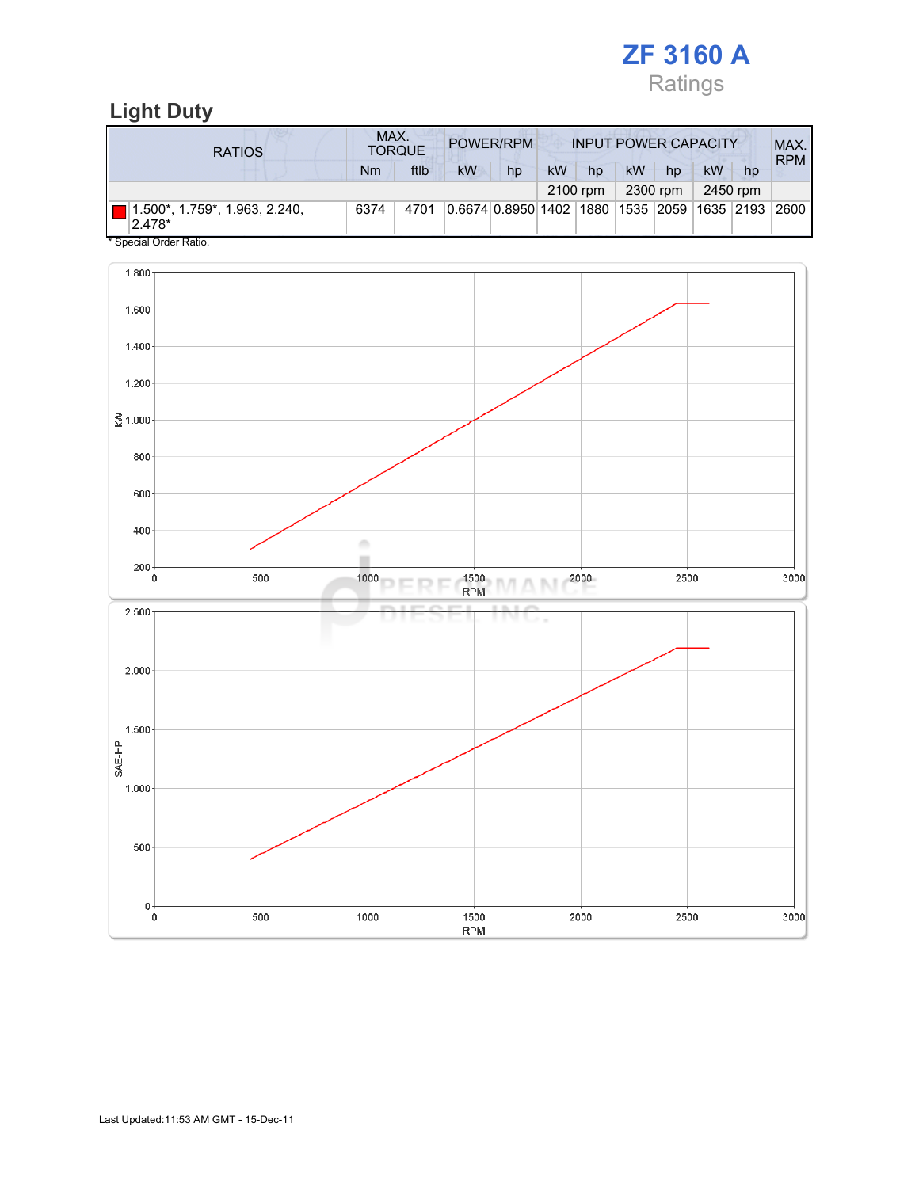# ZF 3160 A

Ratings

## Light Duty

| RATIOS | MAX. TORQUE | | POWER/RPM | | INPUT POWER CAPACITY | | | | | | MAX. RPM |
|---|---|---|---|---|---|---|---|---|---|---|---|
| | Nm | ftlb | kW | hp | kW | hp | kW | hp | kW | hp | |
| | | | | | 2100 rpm | | 2300 rpm | | 2450 rpm | | |
| 1.500*, 1.759*, 1.963, 2.240, 2.478* | 6374 | 4701 | 0.6674 | 0.8950 | 1402 | 1880 | 1535 | 2059 | 1635 | 2193 | 2600 |

* Special Order Ratio.

Last Updated:11:53 AM GMT - 15-Dec-11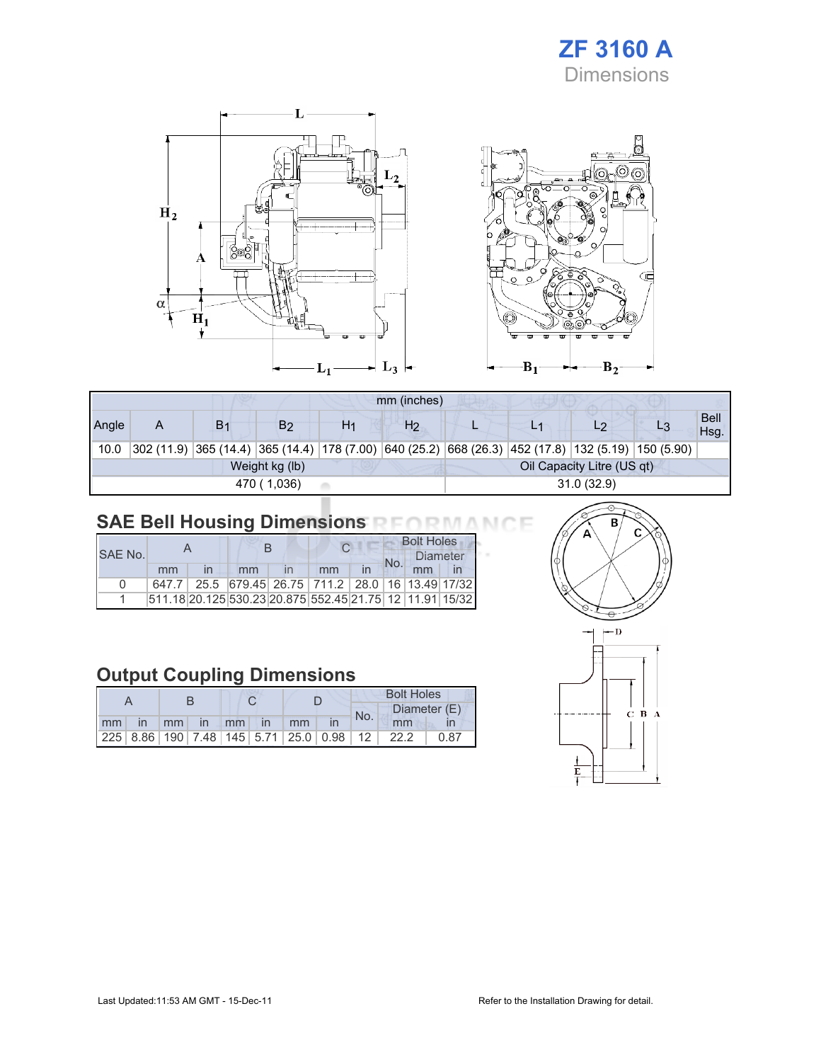# ZF 3160 A

Dimensions

| mm (inches) | | | | | | | | | | |
|---|---|---|---|---|---|---|---|---|---|---|
| Angle | A | $B_1$ | $B_2$ | $H_1$ | $H_2$ | L | $L_1$ | $L_2$ | $L_3$ | Bell Hsg. |
| 10.0 | 302 (11.9) | 365 (14.4) | 365 (14.4) | 178 (7.00) | 640 (25.2) | 668 (26.3) | 452 (17.8) | 132 (5.19) | 150 (5.90) | |
| Weight kg (lb) | | | | | | Oil Capacity Litre (US qt) | | | | |
| 470 ( 1,036) | | | | | | 31.0 (32.9) | | | | |

## SAE Bell Housing Dimensions

| SAE No. | A | | B | | C | | Bolt Holes | | |
|---|---|---|---|---|---|---|---|---|---|
| | | | | | | | No. | Diameter | |
| | mm | in | mm | in | mm | in | | mm | in |
| 0 | 647.7 | 25.5 | 679.45 | 26.75 | 711.2 | 28.0 | 16 | 13.49 | 17/32 |
| 1 | 511.18 | 20.125 | 530.23 | 20.875 | 552.45 | 21.75 | 12 | 11.91 | 15/32 |

## Output Coupling Dimensions

| A | | B | | C | | D | | Bolt Holes | | |
|---|---|---|---|---|---|---|---|---|---|---|
| | | | | | | | | No. | Diameter (E) | |
| mm | in | mm | in | mm | in | mm | in | | mm | in |
| 225 | 8.86 | 190 | 7.48 | 145 | 5.71 | 25.0 | 0.98 | 12 | 22.2 | 0.87 |

Last Updated:11:53 AM GMT - 15-Dec-11

Refer to the Installation Drawing for detail.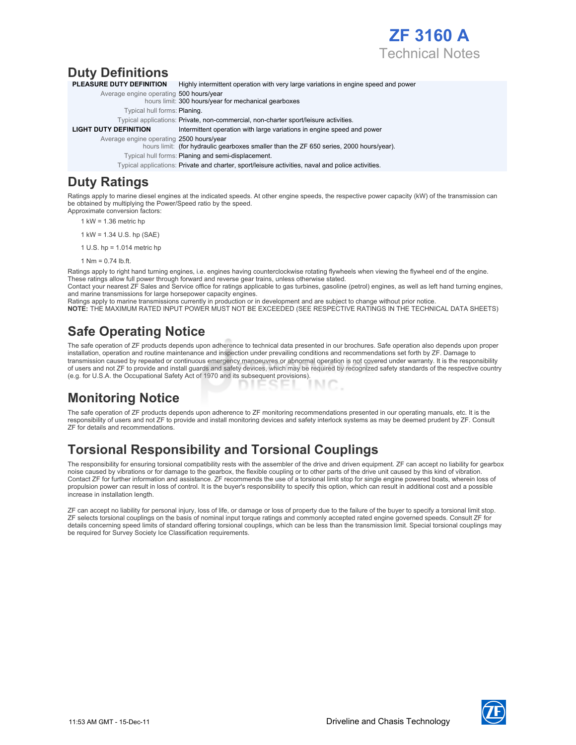# ZF 3160 A

Technical Notes

## Duty Definitions

| | |
|---|---|
| **PLEASURE DUTY DEFINITION** | Highly intermittent operation with very large variations in engine speed and power |
| Average engine operating hours limit: | 500 hours/year<br>300 hours/year for mechanical gearboxes |
| Typical hull forms: | Planing. |
| Typical applications: | Private, non-commercial, non-charter sport/leisure activities. |
| **LIGHT DUTY DEFINITION** | Intermittent operation with large variations in engine speed and power |
| Average engine operating hours limit: | 2500 hours/year<br>(for hydraulic gearboxes smaller than the ZF 650 series, 2000 hours/year). |
| Typical hull forms: | Planing and semi-displacement. |
| Typical applications: | Private and charter, sport/leisure activities, naval and police activities. |

## Duty Ratings

Ratings apply to marine diesel engines at the indicated speeds. At other engine speeds, the respective power capacity (kW) of the transmission can be obtained by multiplying the Power/Speed ratio by the speed.
Approximate conversion factors:

1 kW = 1.36 metric hp

1 kW = 1.34 U.S. hp (SAE)

1 U.S. hp = 1.014 metric hp

1 Nm = 0.74 lb.ft.

Ratings apply to right hand turning engines, i.e. engines having counterclockwise rotating flywheels when viewing the flywheel end of the engine. These ratings allow full power through forward and reverse gear trains, unless otherwise stated.
Contact your nearest ZF Sales and Service office for ratings applicable to gas turbines, gasoline (petrol) engines, as well as left hand turning engines, and marine transmissions for large horsepower capacity engines.
Ratings apply to marine transmissions currently in production or in development and are subject to change without prior notice.
**NOTE:** THE MAXIMUM RATED INPUT POWER MUST NOT BE EXCEEDED (SEE RESPECTIVE RATINGS IN THE TECHNICAL DATA SHEETS)

## Safe Operating Notice

The safe operation of ZF products depends upon adherence to technical data presented in our brochures. Safe operation also depends upon proper installation, operation and routine maintenance and inspection under prevailing conditions and recommendations set forth by ZF. Damage to transmission caused by repeated or continuous emergency manoeuvres or abnormal operation is not covered under warranty. It is the responsibility of users and not ZF to provide and install guards and safety devices, which may be required by recognized safety standards of the respective country (e.g. for U.S.A. the Occupational Safety Act of 1970 and its subsequent provisions).

## Monitoring Notice

The safe operation of ZF products depends upon adherence to ZF monitoring recommendations presented in our operating manuals, etc. It is the responsibility of users and not ZF to provide and install monitoring devices and safety interlock systems as may be deemed prudent by ZF. Consult ZF for details and recommendations.

## Torsional Responsibility and Torsional Couplings

The responsibility for ensuring torsional compatibility rests with the assembler of the drive and driven equipment. ZF can accept no liability for gearbox noise caused by vibrations or for damage to the gearbox, the flexible coupling or to other parts of the drive unit caused by this kind of vibration. Contact ZF for further information and assistance. ZF recommends the use of a torsional limit stop for single engine powered boats, wherein loss of propulsion power can result in loss of control. It is the buyer's responsibility to specify this option, which can result in additional cost and a possible increase in installation length.

ZF can accept no liability for personal injury, loss of life, or damage or loss of property due to the failure of the buyer to specify a torsional limit stop. ZF selects torsional couplings on the basis of nominal input torque ratings and commonly accepted rated engine governed speeds. Consult ZF for details concerning speed limits of standard offering torsional couplings, which can be less than the transmission limit. Special torsional couplings may be required for Survey Society Ice Classification requirements.